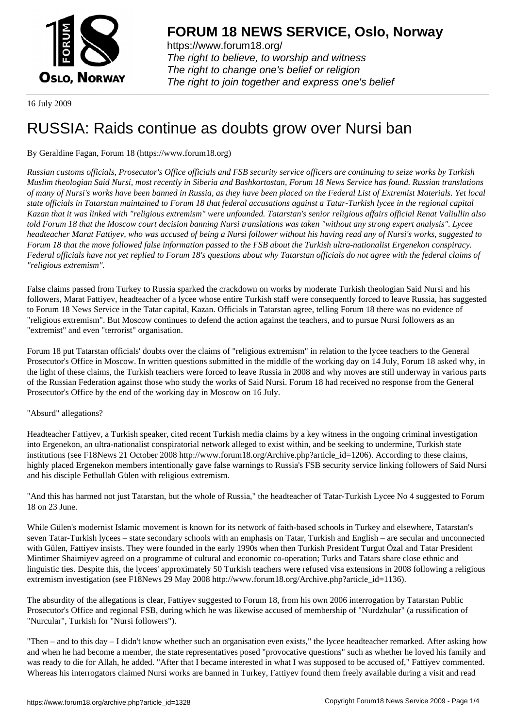16 July 2009

# RUSSIA: Raids continue as doubts grow over Nursi ban

By Geraldine Fagan, Forum 18 (https://www.forum18.org)

*Russian customs officials, Prosecutor's Office officials and FSB security service officers are continuing to seize works by Turkish Muslim theologian Said Nursi, most recently in Siberia and Bashkortostan, Forum 18 News Service has found. Russian translations of many of Nursi's works have been banned in Russia, as they have been placed on the Federal List of Extremist Materials. Yet local state officials in Tatarstan maintained to Forum 18 that federal accusations against a Tatar-Turkish lycee in the regional capital Kazan that it was linked with "religious extremism" were unfounded. Tatarstan's senior religious affairs official Renat Valiullin also told Forum 18 that the Moscow court decision banning Nursi translations was taken "without any strong expert analysis". Lycee headteacher Marat Fattiyev, who was accused of being a Nursi follower without his having read any of Nursi's works, suggested to Forum 18 that the move followed false information passed to the FSB about the Turkish ultra-nationalist Ergenekon conspiracy. Federal officials have not yet replied to Forum 18's questions about why Tatarstan officials do not agree with the federal claims of "religious extremism".*

False claims passed from Turkey to Russia sparked the crackdown on works by moderate Turkish theologian Said Nursi and his followers, Marat Fattiyev, headteacher of a lycee whose entire Turkish staff were consequently forced to leave Russia, has suggested to Forum 18 News Service in the Tatar capital, Kazan. Officials in Tatarstan agree, telling Forum 18 there was no evidence of "religious extremism". But Moscow continues to defend the action against the teachers, and to pursue Nursi followers as an "extremist" and even "terrorist" organisation.

Forum 18 put Tatarstan officials' doubts over the claims of "religious extremism" in relation to the lycee teachers to the General Prosecutor's Office in Moscow. In written questions submitted in the middle of the working day on 14 July, Forum 18 asked why, in the light of these claims, the Turkish teachers were forced to leave Russia in 2008 and why moves are still underway in various parts of the Russian Federation against those who study the works of Said Nursi. Forum 18 had received no response from the General Prosecutor's Office by the end of the working day in Moscow on 16 July.

"Absurd" allegations?

Headteacher Fattiyev, a Turkish speaker, cited recent Turkish media claims by a key witness in the ongoing criminal investigation into Ergenekon, an ultra-nationalist conspiratorial network alleged to exist within, and be seeking to undermine, Turkish state institutions (see F18News 21 October 2008 http://www.forum18.org/Archive.php?article_id=1206). According to these claims, highly placed Ergenekon members intentionally gave false warnings to Russia's FSB security service linking followers of Said Nursi and his disciple Fethullah Gülen with religious extremism.

"And this has harmed not just Tatarstan, but the whole of Russia," the headteacher of Tatar-Turkish Lycee No 4 suggested to Forum 18 on 23 June.

While Gülen's modernist Islamic movement is known for its network of faith-based schools in Turkey and elsewhere, Tatarstan's seven Tatar-Turkish lycees – state secondary schools with an emphasis on Tatar, Turkish and English – are secular and unconnected with Gülen, Fattiyev insists. They were founded in the early 1990s when then Turkish President Turgut Özal and Tatar President Mintimer Shaimiyev agreed on a programme of cultural and economic co-operation; Turks and Tatars share close ethnic and linguistic ties. Despite this, the lycees' approximately 50 Turkish teachers were refused visa extensions in 2008 following a religious extremism investigation (see F18News 29 May 2008 http://www.forum18.org/Archive.php?article_id=1136).

The absurdity of the allegations is clear, Fattiyev suggested to Forum 18, from his own 2006 interrogation by Tatarstan Public Prosecutor's Office and regional FSB, during which he was likewise accused of membership of "Nurdzhular" (a russification of "Nurcular", Turkish for "Nursi followers").

"Then – and to this day – I didn't know whether such an organisation even exists," the lycee headteacher remarked. After asking how and when he had become a member, the state representatives posed "provocative questions" such as whether he loved his family and was ready to die for Allah, he added. "After that I became interested in what I was supposed to be accused of," Fattiyev commented. Whereas his interrogators claimed Nursi works are banned in Turkey, Fattiyev found them freely available during a visit and read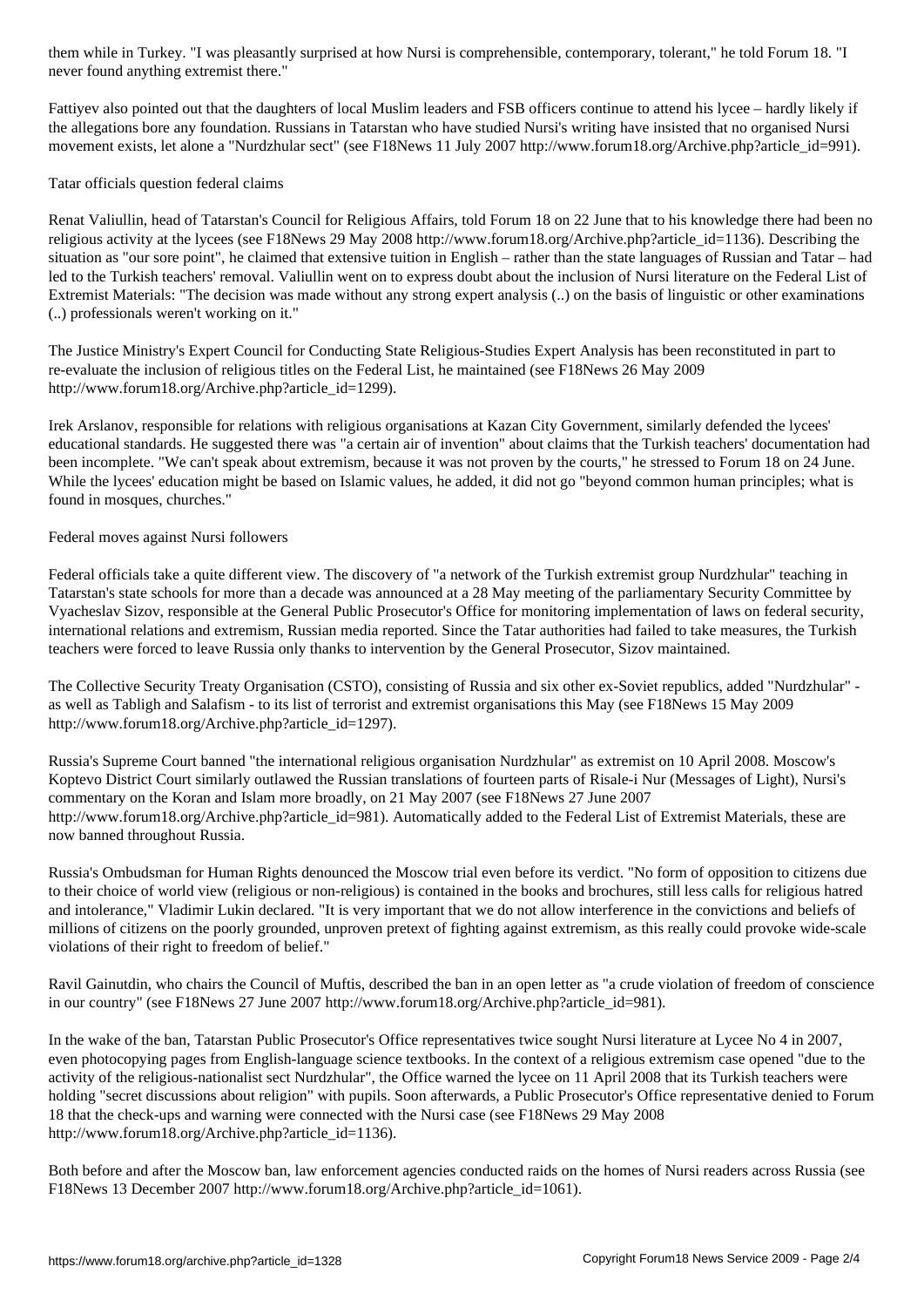them while in Turkey. "I was pleasantly surprised at how Nursi is comprehensible, contemporary, tolerant," he told Forum 18. "I never found anything extremist there."

Fattiyev also pointed out that the daughters of local Muslim leaders and FSB officers continue to attend his lycee – hardly likely if the allegations bore any foundation. Russians in Tatarstan who have studied Nursi's writing have insisted that no organised Nursi movement exists, let alone a "Nurdzhular sect" (see F18News 11 July 2007 http://www.forum18.org/Archive.php?article_id=991).

## Tatar officials question federal claims

Renat Valiullin, head of Tatarstan's Council for Religious Affairs, told Forum 18 on 22 June that to his knowledge there had been no religious activity at the lycees (see F18News 29 May 2008 http://www.forum18.org/Archive.php?article_id=1136). Describing the situation as "our sore point", he claimed that extensive tuition in English – rather than the state languages of Russian and Tatar – had led to the Turkish teachers' removal. Valiullin went on to express doubt about the inclusion of Nursi literature on the Federal List of Extremist Materials: "The decision was made without any strong expert analysis (..) on the basis of linguistic or other examinations (..) professionals weren't working on it."

The Justice Ministry's Expert Council for Conducting State Religious-Studies Expert Analysis has been reconstituted in part to re-evaluate the inclusion of religious titles on the Federal List, he maintained (see F18News 26 May 2009 http://www.forum18.org/Archive.php?article_id=1299).

Irek Arslanov, responsible for relations with religious organisations at Kazan City Government, similarly defended the lycees' educational standards. He suggested there was "a certain air of invention" about claims that the Turkish teachers' documentation had been incomplete. "We can't speak about extremism, because it was not proven by the courts," he stressed to Forum 18 on 24 June. While the lycees' education might be based on Islamic values, he added, it did not go "beyond common human principles; what is found in mosques, churches."

## Federal moves against Nursi followers

Federal officials take a quite different view. The discovery of "a network of the Turkish extremist group Nurdzhular" teaching in Tatarstan's state schools for more than a decade was announced at a 28 May meeting of the parliamentary Security Committee by Vyacheslav Sizov, responsible at the General Public Prosecutor's Office for monitoring implementation of laws on federal security, international relations and extremism, Russian media reported. Since the Tatar authorities had failed to take measures, the Turkish teachers were forced to leave Russia only thanks to intervention by the General Prosecutor, Sizov maintained.

The Collective Security Treaty Organisation (CSTO), consisting of Russia and six other ex-Soviet republics, added "Nurdzhular" - as well as Tabligh and Salafism - to its list of terrorist and extremist organisations this May (see F18News 15 May 2009 http://www.forum18.org/Archive.php?article_id=1297).

Russia's Supreme Court banned "the international religious organisation Nurdzhular" as extremist on 10 April 2008. Moscow's Koptevo District Court similarly outlawed the Russian translations of fourteen parts of Risale-i Nur (Messages of Light), Nursi's commentary on the Koran and Islam more broadly, on 21 May 2007 (see F18News 27 June 2007 http://www.forum18.org/Archive.php?article_id=981). Automatically added to the Federal List of Extremist Materials, these are now banned throughout Russia.

Russia's Ombudsman for Human Rights denounced the Moscow trial even before its verdict. "No form of opposition to citizens due to their choice of world view (religious or non-religious) is contained in the books and brochures, still less calls for religious hatred and intolerance," Vladimir Lukin declared. "It is very important that we do not allow interference in the convictions and beliefs of millions of citizens on the poorly grounded, unproven pretext of fighting against extremism, as this really could provoke wide-scale violations of their right to freedom of belief."

Ravil Gainutdin, who chairs the Council of Muftis, described the ban in an open letter as "a crude violation of freedom of conscience in our country" (see F18News 27 June 2007 http://www.forum18.org/Archive.php?article_id=981).

In the wake of the ban, Tatarstan Public Prosecutor's Office representatives twice sought Nursi literature at Lycee No 4 in 2007, even photocopying pages from English-language science textbooks. In the context of a religious extremism case opened "due to the activity of the religious-nationalist sect Nurdzhular", the Office warned the lycee on 11 April 2008 that its Turkish teachers were holding "secret discussions about religion" with pupils. Soon afterwards, a Public Prosecutor's Office representative denied to Forum 18 that the check-ups and warning were connected with the Nursi case (see F18News 29 May 2008 http://www.forum18.org/Archive.php?article_id=1136).

Both before and after the Moscow ban, law enforcement agencies conducted raids on the homes of Nursi readers across Russia (see F18News 13 December 2007 http://www.forum18.org/Archive.php?article_id=1061).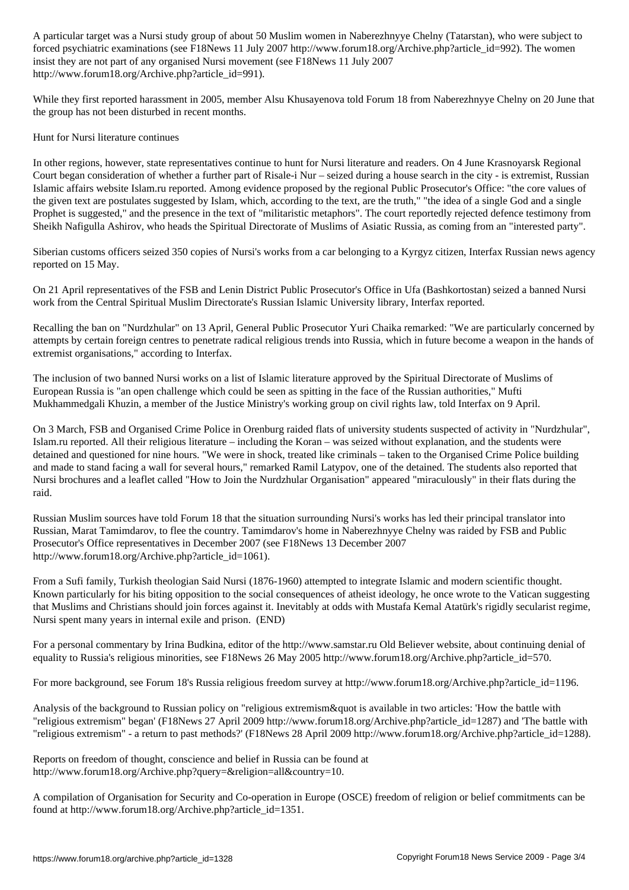A particular target was a Nursi study group of about 50 Muslim women in Naberezhnyye Chelny (Tatarstan), who were subject to forced psychiatric examinations (see F18News 11 July 2007 http://www.forum18.org/Archive.php?article_id=992). The women insist they are not part of any organised Nursi movement (see F18News 11 July 2007 http://www.forum18.org/Archive.php?article_id=991).

While they first reported harassment in 2005, member Alsu Khusayenova told Forum 18 from Naberezhnyye Chelny on 20 June that the group has not been disturbed in recent months.

## Hunt for Nursi literature continues

In other regions, however, state representatives continue to hunt for Nursi literature and readers. On 4 June Krasnoyarsk Regional Court began consideration of whether a further part of Risale-i Nur – seized during a house search in the city - is extremist, Russian Islamic affairs website Islam.ru reported. Among evidence proposed by the regional Public Prosecutor's Office: "the core values of the given text are postulates suggested by Islam, which, according to the text, are the truth," "the idea of a single God and a single Prophet is suggested," and the presence in the text of "militaristic metaphors". The court reportedly rejected defence testimony from Sheikh Nafigulla Ashirov, who heads the Spiritual Directorate of Muslims of Asiatic Russia, as coming from an "interested party".

Siberian customs officers seized 350 copies of Nursi's works from a car belonging to a Kyrgyz citizen, Interfax Russian news agency reported on 15 May.

On 21 April representatives of the FSB and Lenin District Public Prosecutor's Office in Ufa (Bashkortostan) seized a banned Nursi work from the Central Spiritual Muslim Directorate's Russian Islamic University library, Interfax reported.

Recalling the ban on "Nurdzhular" on 13 April, General Public Prosecutor Yuri Chaika remarked: "We are particularly concerned by attempts by certain foreign centres to penetrate radical religious trends into Russia, which in future become a weapon in the hands of extremist organisations," according to Interfax.

The inclusion of two banned Nursi works on a list of Islamic literature approved by the Spiritual Directorate of Muslims of European Russia is "an open challenge which could be seen as spitting in the face of the Russian authorities," Mufti Mukhammedgali Khuzin, a member of the Justice Ministry's working group on civil rights law, told Interfax on 9 April.

On 3 March, FSB and Organised Crime Police in Orenburg raided flats of university students suspected of activity in "Nurdzhular", Islam.ru reported. All their religious literature – including the Koran – was seized without explanation, and the students were detained and questioned for nine hours. "We were in shock, treated like criminals – taken to the Organised Crime Police building and made to stand facing a wall for several hours," remarked Ramil Latypov, one of the detained. The students also reported that Nursi brochures and a leaflet called "How to Join the Nurdzhular Organisation" appeared "miraculously" in their flats during the raid.

Russian Muslim sources have told Forum 18 that the situation surrounding Nursi's works has led their principal translator into Russian, Marat Tamimdarov, to flee the country. Tamimdarov's home in Naberezhnyye Chelny was raided by FSB and Public Prosecutor's Office representatives in December 2007 (see F18News 13 December 2007 http://www.forum18.org/Archive.php?article_id=1061).

From a Sufi family, Turkish theologian Said Nursi (1876-1960) attempted to integrate Islamic and modern scientific thought. Known particularly for his biting opposition to the social consequences of atheist ideology, he once wrote to the Vatican suggesting that Muslims and Christians should join forces against it. Inevitably at odds with Mustafa Kemal Atatürk's rigidly secularist regime, Nursi spent many years in internal exile and prison. (END)

For a personal commentary by Irina Budkina, editor of the http://www.samstar.ru Old Believer website, about continuing denial of equality to Russia's religious minorities, see F18News 26 May 2005 http://www.forum18.org/Archive.php?article_id=570.

For more background, see Forum 18's Russia religious freedom survey at http://www.forum18.org/Archive.php?article_id=1196.

Analysis of the background to Russian policy on "religious extremism&quot is available in two articles: 'How the battle with "religious extremism" began' (F18News 27 April 2009 http://www.forum18.org/Archive.php?article_id=1287) and 'The battle with "religious extremism" - a return to past methods?' (F18News 28 April 2009 http://www.forum18.org/Archive.php?article_id=1288).

Reports on freedom of thought, conscience and belief in Russia can be found at http://www.forum18.org/Archive.php?query=&religion=all&country=10.

A compilation of Organisation for Security and Co-operation in Europe (OSCE) freedom of religion or belief commitments can be found at http://www.forum18.org/Archive.php?article_id=1351.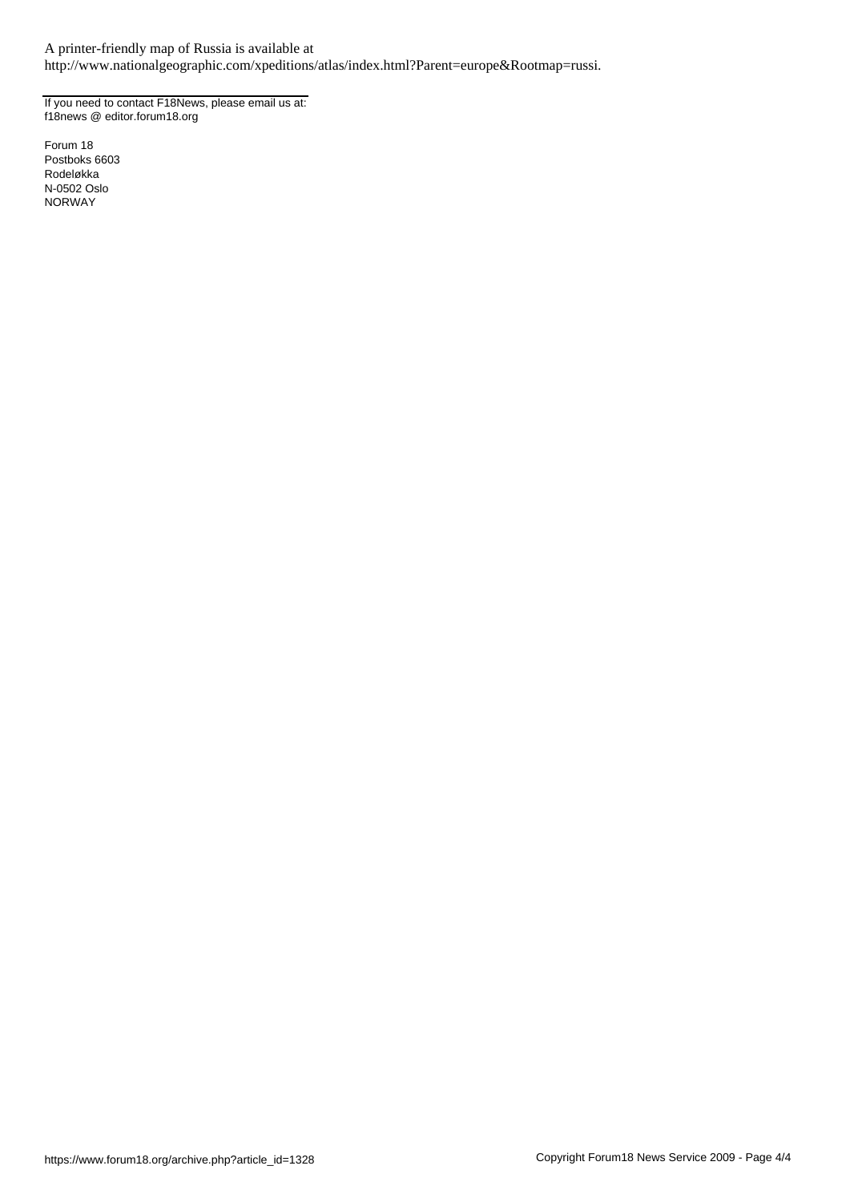A printer-friendly map of Russia is available at
http://www.nationalgeographic.com/xpeditions/atlas/index.html?Parent=europe&Rootmap=russi.

---

If you need to contact F18News, please email us at:
f18news @ editor.forum18.org

Forum 18
Postboks 6603
Rodeløkka
N-0502 Oslo
NORWAY